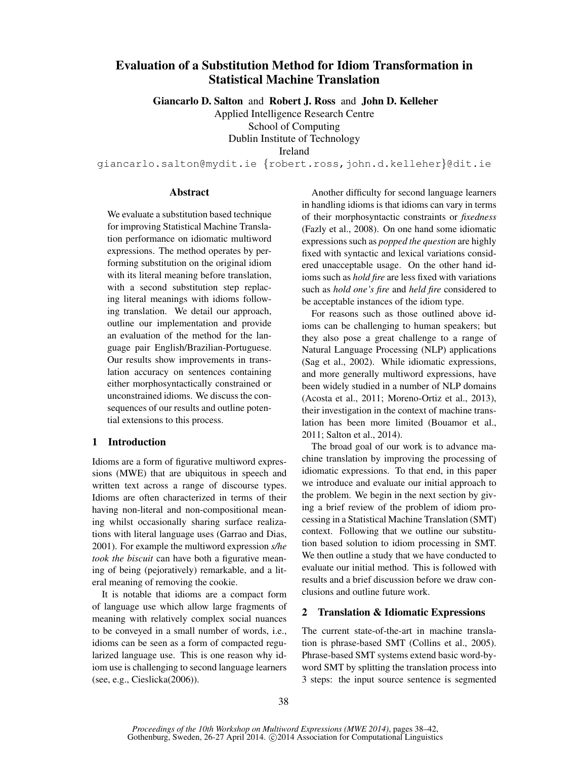# Evaluation of a Substitution Method for Idiom Transformation in Statistical Machine Translation

**Giancarlo D. Salton** and **Robert J. Ross** and **John D. Kelleher**
Applied Intelligence Research Centre
School of Computing
Dublin Institute of Technology
Ireland

giancarlo.salton@mydit.ie {robert.ross,john.d.kelleher}@dit.ie

## Abstract

We evaluate a substitution based technique for improving Statistical Machine Translation performance on idiomatic multiword expressions. The method operates by performing substitution on the original idiom with its literal meaning before translation, with a second substitution step replacing literal meanings with idioms following translation. We detail our approach, outline our implementation and provide an evaluation of the method for the language pair English/Brazilian-Portuguese. Our results show improvements in translation accuracy on sentences containing either morphosyntactically constrained or unconstrained idioms. We discuss the consequences of our results and outline potential extensions to this process.

## 1 Introduction

Idioms are a form of figurative multiword expressions (MWE) that are ubiquitous in speech and written text across a range of discourse types. Idioms are often characterized in terms of their having non-literal and non-compositional meaning whilst occasionally sharing surface realizations with literal language uses (Garrao and Dias, 2001). For example the multiword expression *s/he took the biscuit* can have both a figurative meaning of being (pejoratively) remarkable, and a literal meaning of removing the cookie.

It is notable that idioms are a compact form of language use which allow large fragments of meaning with relatively complex social nuances to be conveyed in a small number of words, i.e., idioms can be seen as a form of compacted regularized language use. This is one reason why idiom use is challenging to second language learners (see, e.g., Cieslicka(2006)).

Another difficulty for second language learners in handling idioms is that idioms can vary in terms of their morphosyntactic constraints or *fixedness* (Fazly et al., 2008). On one hand some idiomatic expressions such as *popped the question* are highly fixed with syntactic and lexical variations considered unacceptable usage. On the other hand idioms such as *hold fire* are less fixed with variations such as *hold one's fire* and *held fire* considered to be acceptable instances of the idiom type.

For reasons such as those outlined above idioms can be challenging to human speakers; but they also pose a great challenge to a range of Natural Language Processing (NLP) applications (Sag et al., 2002). While idiomatic expressions, and more generally multiword expressions, have been widely studied in a number of NLP domains (Acosta et al., 2011; Moreno-Ortiz et al., 2013), their investigation in the context of machine translation has been more limited (Bouamor et al., 2011; Salton et al., 2014).

The broad goal of our work is to advance machine translation by improving the processing of idiomatic expressions. To that end, in this paper we introduce and evaluate our initial approach to the problem. We begin in the next section by giving a brief review of the problem of idiom processing in a Statistical Machine Translation (SMT) context. Following that we outline our substitution based solution to idiom processing in SMT. We then outline a study that we have conducted to evaluate our initial method. This is followed with results and a brief discussion before we draw conclusions and outline future work.

## 2 Translation & Idiomatic Expressions

The current state-of-the-art in machine translation is phrase-based SMT (Collins et al., 2005). Phrase-based SMT systems extend basic word-by-word SMT by splitting the translation process into 3 steps: the input source sentence is segmented

*Proceedings of the 10th Workshop on Multiword Expressions (MWE 2014)*, pages 38–42,
Gothenburg, Sweden, 26-27 April 2014. ©2014 Association for Computational Linguistics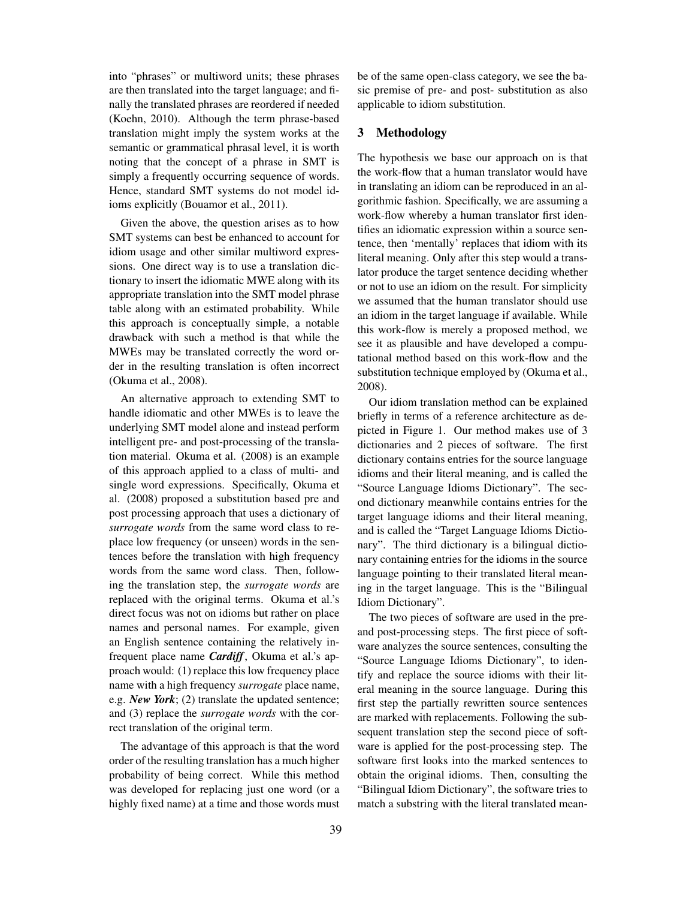into "phrases" or multiword units; these phrases are then translated into the target language; and finally the translated phrases are reordered if needed (Koehn, 2010). Although the term phrase-based translation might imply the system works at the semantic or grammatical phrasal level, it is worth noting that the concept of a phrase in SMT is simply a frequently occurring sequence of words. Hence, standard SMT systems do not model idioms explicitly (Bouamor et al., 2011).

Given the above, the question arises as to how SMT systems can best be enhanced to account for idiom usage and other similar multiword expressions. One direct way is to use a translation dictionary to insert the idiomatic MWE along with its appropriate translation into the SMT model phrase table along with an estimated probability. While this approach is conceptually simple, a notable drawback with such a method is that while the MWEs may be translated correctly the word order in the resulting translation is often incorrect (Okuma et al., 2008).

An alternative approach to extending SMT to handle idiomatic and other MWEs is to leave the underlying SMT model alone and instead perform intelligent pre- and post-processing of the translation material. Okuma et al. (2008) is an example of this approach applied to a class of multi- and single word expressions. Specifically, Okuma et al. (2008) proposed a substitution based pre and post processing approach that uses a dictionary of *surrogate words* from the same word class to replace low frequency (or unseen) words in the sentences before the translation with high frequency words from the same word class. Then, following the translation step, the *surrogate words* are replaced with the original terms. Okuma et al.'s direct focus was not on idioms but rather on place names and personal names. For example, given an English sentence containing the relatively infrequent place name ***Cardiff***, Okuma et al.'s approach would: (1) replace this low frequency place name with a high frequency *surrogate* place name, e.g. ***New York***; (2) translate the updated sentence; and (3) replace the *surrogate words* with the correct translation of the original term.

The advantage of this approach is that the word order of the resulting translation has a much higher probability of being correct. While this method was developed for replacing just one word (or a highly fixed name) at a time and those words must be of the same open-class category, we see the basic premise of pre- and post- substitution as also applicable to idiom substitution.

## 3 Methodology

The hypothesis we base our approach on is that the work-flow that a human translator would have in translating an idiom can be reproduced in an algorithmic fashion. Specifically, we are assuming a work-flow whereby a human translator first identifies an idiomatic expression within a source sentence, then 'mentally' replaces that idiom with its literal meaning. Only after this step would a translator produce the target sentence deciding whether or not to use an idiom on the result. For simplicity we assumed that the human translator should use an idiom in the target language if available. While this work-flow is merely a proposed method, we see it as plausible and have developed a computational method based on this work-flow and the substitution technique employed by (Okuma et al., 2008).

Our idiom translation method can be explained briefly in terms of a reference architecture as depicted in Figure 1. Our method makes use of 3 dictionaries and 2 pieces of software. The first dictionary contains entries for the source language idioms and their literal meaning, and is called the "Source Language Idioms Dictionary". The second dictionary meanwhile contains entries for the target language idioms and their literal meaning, and is called the "Target Language Idioms Dictionary". The third dictionary is a bilingual dictionary containing entries for the idioms in the source language pointing to their translated literal meaning in the target language. This is the "Bilingual Idiom Dictionary".

The two pieces of software are used in the pre- and post-processing steps. The first piece of software analyzes the source sentences, consulting the "Source Language Idioms Dictionary", to identify and replace the source idioms with their literal meaning in the source language. During this first step the partially rewritten source sentences are marked with replacements. Following the subsequent translation step the second piece of software is applied for the post-processing step. The software first looks into the marked sentences to obtain the original idioms. Then, consulting the "Bilingual Idiom Dictionary", the software tries to match a substring with the literal translated mean-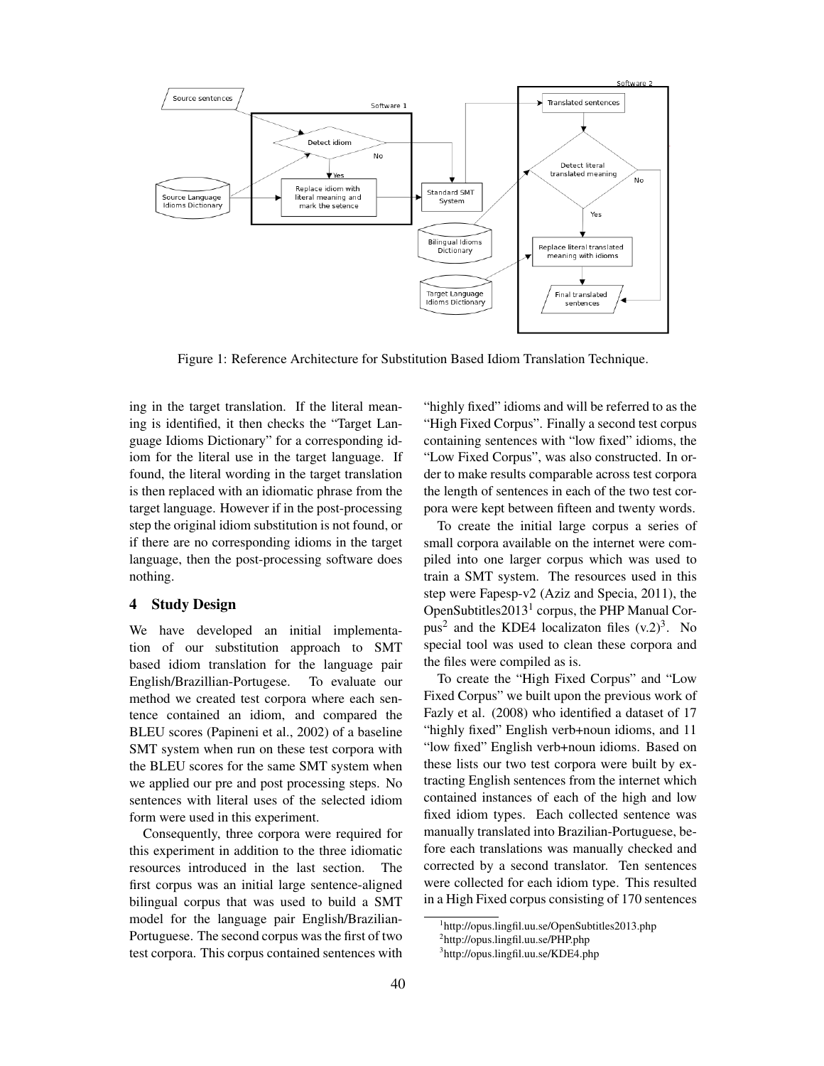Figure 1: Reference Architecture for Substitution Based Idiom Translation Technique.

ing in the target translation. If the literal meaning is identified, it then checks the "Target Language Idioms Dictionary" for a corresponding idiom for the literal use in the target language. If found, the literal wording in the target translation is then replaced with an idiomatic phrase from the target language. However if in the post-processing step the original idiom substitution is not found, or if there are no corresponding idioms in the target language, then the post-processing software does nothing.

## 4 Study Design

We have developed an initial implementation of our substitution approach to SMT based idiom translation for the language pair English/Brazillian-Portugese. To evaluate our method we created test corpora where each sentence contained an idiom, and compared the BLEU scores (Papineni et al., 2002) of a baseline SMT system when run on these test corpora with the BLEU scores for the same SMT system when we applied our pre and post processing steps. No sentences with literal uses of the selected idiom form were used in this experiment.

Consequently, three corpora were required for this experiment in addition to the three idiomatic resources introduced in the last section. The first corpus was an initial large sentence-aligned bilingual corpus that was used to build a SMT model for the language pair English/Brazilian-Portuguese. The second corpus was the first of two test corpora. This corpus contained sentences with "highly fixed" idioms and will be referred to as the "High Fixed Corpus". Finally a second test corpus containing sentences with "low fixed" idioms, the "Low Fixed Corpus", was also constructed. In order to make results comparable across test corpora the length of sentences in each of the two test corpora were kept between fifteen and twenty words.

To create the initial large corpus a series of small corpora available on the internet were compiled into one larger corpus which was used to train a SMT system. The resources used in this step were Fapesp-v2 (Aziz and Specia, 2011), the OpenSubtitles2013[1] corpus, the PHP Manual Corpus[2] and the KDE4 localizaton files (v.2)[3]. No special tool was used to clean these corpora and the files were compiled as is.

To create the "High Fixed Corpus" and "Low Fixed Corpus" we built upon the previous work of Fazly et al. (2008) who identified a dataset of 17 "highly fixed" English verb+noun idioms, and 11 "low fixed" English verb+noun idioms. Based on these lists our two test corpora were built by extracting English sentences from the internet which contained instances of each of the high and low fixed idiom types. Each collected sentence was manually translated into Brazilian-Portuguese, before each translations was manually checked and corrected by a second translator. Ten sentences were collected for each idiom type. This resulted in a High Fixed corpus consisting of 170 sentences

[1] http://opus.lingfil.uu.se/OpenSubtitles2013.php

[2] http://opus.lingfil.uu.se/PHP.php

[3] http://opus.lingfil.uu.se/KDE4.php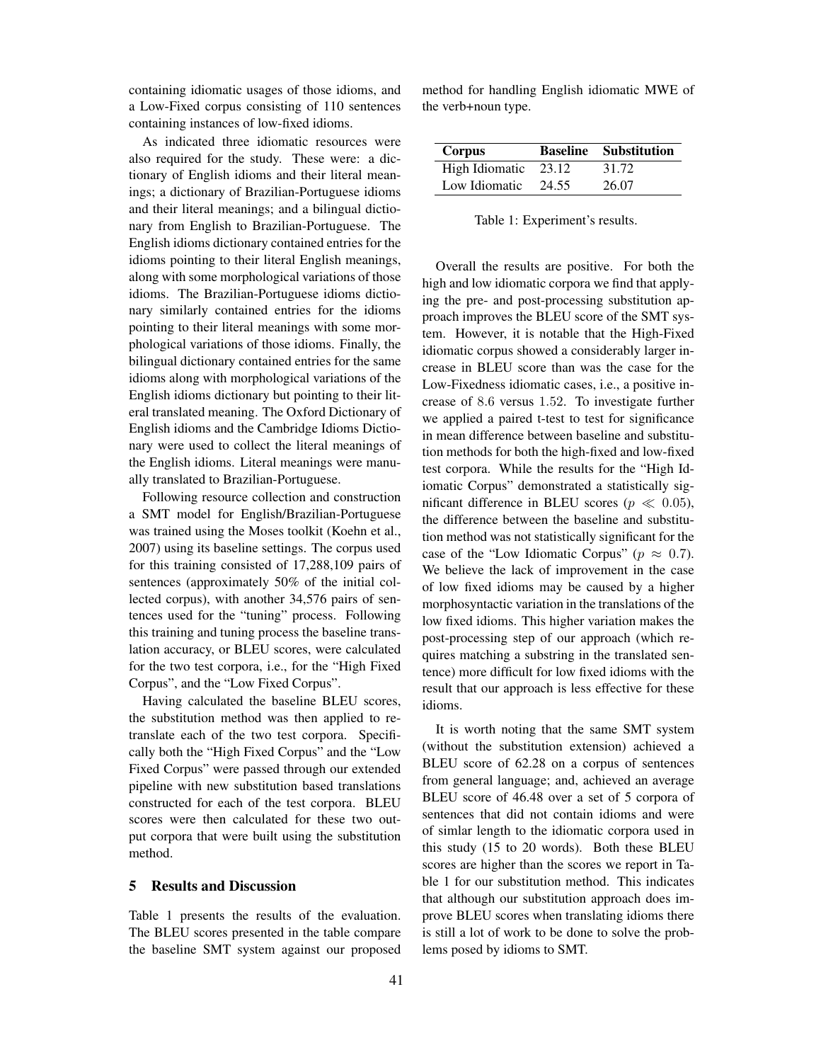containing idiomatic usages of those idioms, and a Low-Fixed corpus consisting of 110 sentences containing instances of low-fixed idioms.

As indicated three idiomatic resources were also required for the study. These were: a dictionary of English idioms and their literal meanings; a dictionary of Brazilian-Portuguese idioms and their literal meanings; and a bilingual dictionary from English to Brazilian-Portuguese. The English idioms dictionary contained entries for the idioms pointing to their literal English meanings, along with some morphological variations of those idioms. The Brazilian-Portuguese idioms dictionary similarly contained entries for the idioms pointing to their literal meanings with some morphological variations of those idioms. Finally, the bilingual dictionary contained entries for the same idioms along with morphological variations of the English idioms dictionary but pointing to their literal translated meaning. The Oxford Dictionary of English idioms and the Cambridge Idioms Dictionary were used to collect the literal meanings of the English idioms. Literal meanings were manually translated to Brazilian-Portuguese.

Following resource collection and construction a SMT model for English/Brazilian-Portuguese was trained using the Moses toolkit (Koehn et al., 2007) using its baseline settings. The corpus used for this training consisted of 17,288,109 pairs of sentences (approximately 50% of the initial collected corpus), with another 34,576 pairs of sentences used for the "tuning" process. Following this training and tuning process the baseline translation accuracy, or BLEU scores, were calculated for the two test corpora, i.e., for the "High Fixed Corpus", and the "Low Fixed Corpus".

Having calculated the baseline BLEU scores, the substitution method was then applied to re-translate each of the two test corpora. Specifically both the "High Fixed Corpus" and the "Low Fixed Corpus" were passed through our extended pipeline with new substitution based translations constructed for each of the test corpora. BLEU scores were then calculated for these two output corpora that were built using the substitution method.

## 5 Results and Discussion

Table 1 presents the results of the evaluation. The BLEU scores presented in the table compare the baseline SMT system against our proposed method for handling English idiomatic MWE of the verb+noun type.

| Corpus | Baseline | Substitution |
|---|---|---|
| High Idiomatic | 23.12 | 31.72 |
| Low Idiomatic | 24.55 | 26.07 |

Table 1: Experiment's results.

Overall the results are positive. For both the high and low idiomatic corpora we find that applying the pre- and post-processing substitution approach improves the BLEU score of the SMT system. However, it is notable that the High-Fixed idiomatic corpus showed a considerably larger increase in BLEU score than was the case for the Low-Fixedness idiomatic cases, i.e., a positive increase of 8.6 versus 1.52. To investigate further we applied a paired t-test to test for significance in mean difference between baseline and substitution methods for both the high-fixed and low-fixed test corpora. While the results for the "High Idiomatic Corpus" demonstrated a statistically significant difference in BLEU scores ($p \ll 0.05$), the difference between the baseline and substitution method was not statistically significant for the case of the "Low Idiomatic Corpus" ($p \approx 0.7$). We believe the lack of improvement in the case of low fixed idioms may be caused by a higher morphosyntactic variation in the translations of the low fixed idioms. This higher variation makes the post-processing step of our approach (which requires matching a substring in the translated sentence) more difficult for low fixed idioms with the result that our approach is less effective for these idioms.

It is worth noting that the same SMT system (without the substitution extension) achieved a BLEU score of 62.28 on a corpus of sentences from general language; and, achieved an average BLEU score of 46.48 over a set of 5 corpora of sentences that did not contain idioms and were of simlar length to the idiomatic corpora used in this study (15 to 20 words). Both these BLEU scores are higher than the scores we report in Table 1 for our substitution method. This indicates that although our substitution approach does improve BLEU scores when translating idioms there is still a lot of work to be done to solve the problems posed by idioms to SMT.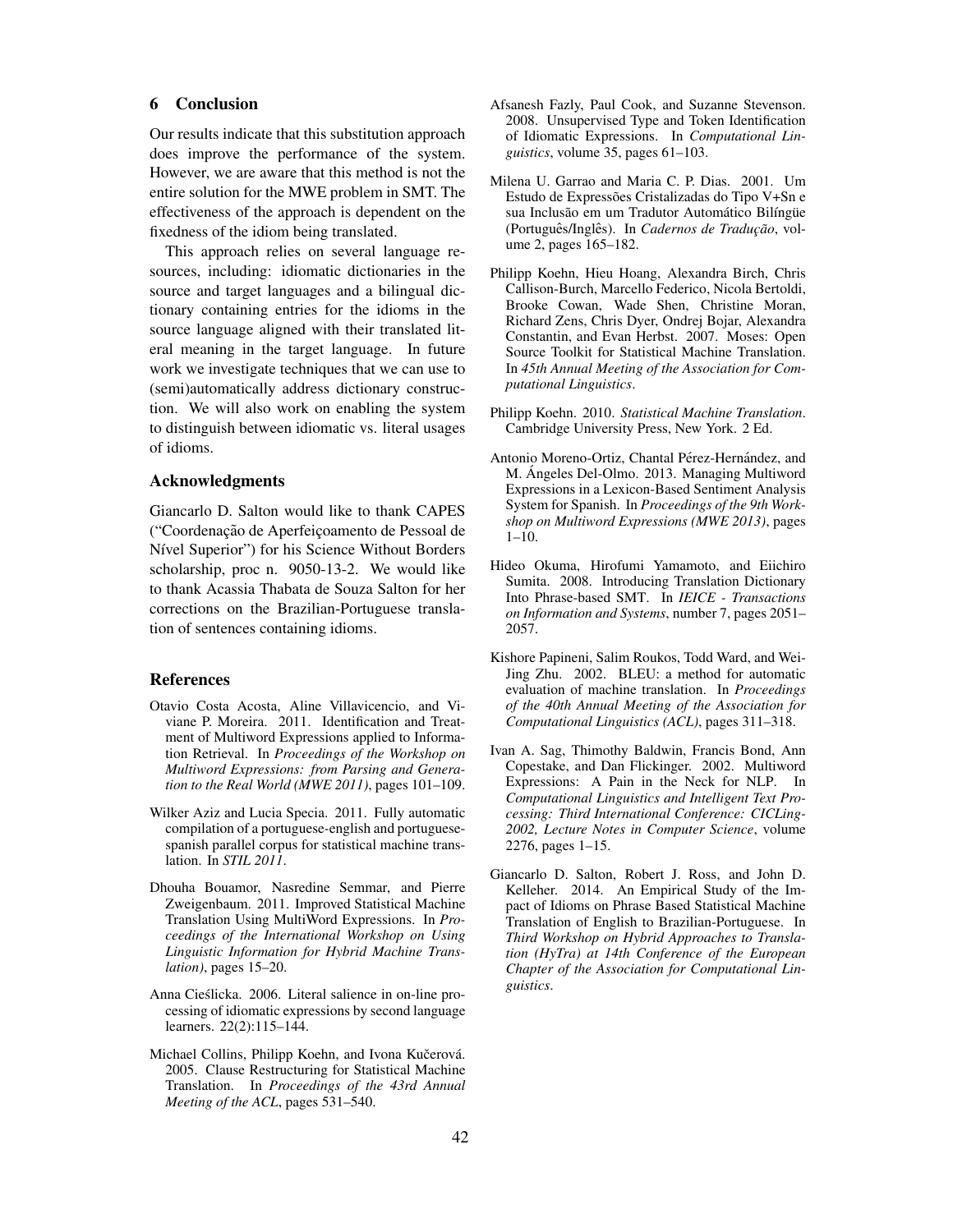## 6 Conclusion

Our results indicate that this substitution approach does improve the performance of the system. However, we are aware that this method is not the entire solution for the MWE problem in SMT. The effectiveness of the approach is dependent on the fixedness of the idiom being translated.

This approach relies on several language resources, including: idiomatic dictionaries in the source and target languages and a bilingual dictionary containing entries for the idioms in the source language aligned with their translated literal meaning in the target language. In future work we investigate techniques that we can use to (semi)automatically address dictionary construction. We will also work on enabling the system to distinguish between idiomatic vs. literal usages of idioms.

## Acknowledgments

Giancarlo D. Salton would like to thank CAPES ("Coordenação de Aperfeiçoamento de Pessoal de Nível Superior") for his Science Without Borders scholarship, proc n. 9050-13-2. We would like to thank Acassia Thabata de Souza Salton for her corrections on the Brazilian-Portuguese translation of sentences containing idioms.

## References

Otavio Costa Acosta, Aline Villavicencio, and Viviane P. Moreira. 2011. Identification and Treatment of Multiword Expressions applied to Information Retrieval. In *Proceedings of the Workshop on Multiword Expressions: from Parsing and Generation to the Real World (MWE 2011)*, pages 101–109.

Wilker Aziz and Lucia Specia. 2011. Fully automatic compilation of a portuguese-english and portuguese-spanish parallel corpus for statistical machine translation. In *STIL 2011*.

Dhouha Bouamor, Nasredine Semmar, and Pierre Zweigenbaum. 2011. Improved Statistical Machine Translation Using MultiWord Expressions. In *Proceedings of the International Workshop on Using Linguistic Information for Hybrid Machine Translation)*, pages 15–20.

Anna Cieślicka. 2006. Literal salience in on-line processing of idiomatic expressions by second language learners. 22(2):115–144.

Michael Collins, Philipp Koehn, and Ivona Kučerová. 2005. Clause Restructuring for Statistical Machine Translation. In *Proceedings of the 43rd Annual Meeting of the ACL*, pages 531–540.

Afsanesh Fazly, Paul Cook, and Suzanne Stevenson. 2008. Unsupervised Type and Token Identification of Idiomatic Expressions. In *Computational Linguistics*, volume 35, pages 61–103.

Milena U. Garrao and Maria C. P. Dias. 2001. Um Estudo de Expressões Cristalizadas do Tipo V+Sn e sua Inclusão em um Tradutor Automático Bilíngüe (Português/Inglês). In *Cadernos de Tradução*, volume 2, pages 165–182.

Philipp Koehn, Hieu Hoang, Alexandra Birch, Chris Callison-Burch, Marcello Federico, Nicola Bertoldi, Brooke Cowan, Wade Shen, Christine Moran, Richard Zens, Chris Dyer, Ondrej Bojar, Alexandra Constantin, and Evan Herbst. 2007. Moses: Open Source Toolkit for Statistical Machine Translation. In *45th Annual Meeting of the Association for Computational Linguistics*.

Philipp Koehn. 2010. *Statistical Machine Translation*. Cambridge University Press, New York. 2 Ed.

Antonio Moreno-Ortiz, Chantal Pérez-Hernández, and M. Ángeles Del-Olmo. 2013. Managing Multiword Expressions in a Lexicon-Based Sentiment Analysis System for Spanish. In *Proceedings of the 9th Workshop on Multiword Expressions (MWE 2013)*, pages 1–10.

Hideo Okuma, Hirofumi Yamamoto, and Eiichiro Sumita. 2008. Introducing Translation Dictionary Into Phrase-based SMT. In *IEICE - Transactions on Information and Systems*, number 7, pages 2051–2057.

Kishore Papineni, Salim Roukos, Todd Ward, and Wei-Jing Zhu. 2002. BLEU: a method for automatic evaluation of machine translation. In *Proceedings of the 40th Annual Meeting of the Association for Computational Linguistics (ACL)*, pages 311–318.

Ivan A. Sag, Thimothy Baldwin, Francis Bond, Ann Copestake, and Dan Flickinger. 2002. Multiword Expressions: A Pain in the Neck for NLP. In *Computational Linguistics and Intelligent Text Processing: Third International Conference: CICLing-2002, Lecture Notes in Computer Science*, volume 2276, pages 1–15.

Giancarlo D. Salton, Robert J. Ross, and John D. Kelleher. 2014. An Empirical Study of the Impact of Idioms on Phrase Based Statistical Machine Translation of English to Brazilian-Portuguese. In *Third Workshop on Hybrid Approaches to Translation (HyTra) at 14th Conference of the European Chapter of the Association for Computational Linguistics*.